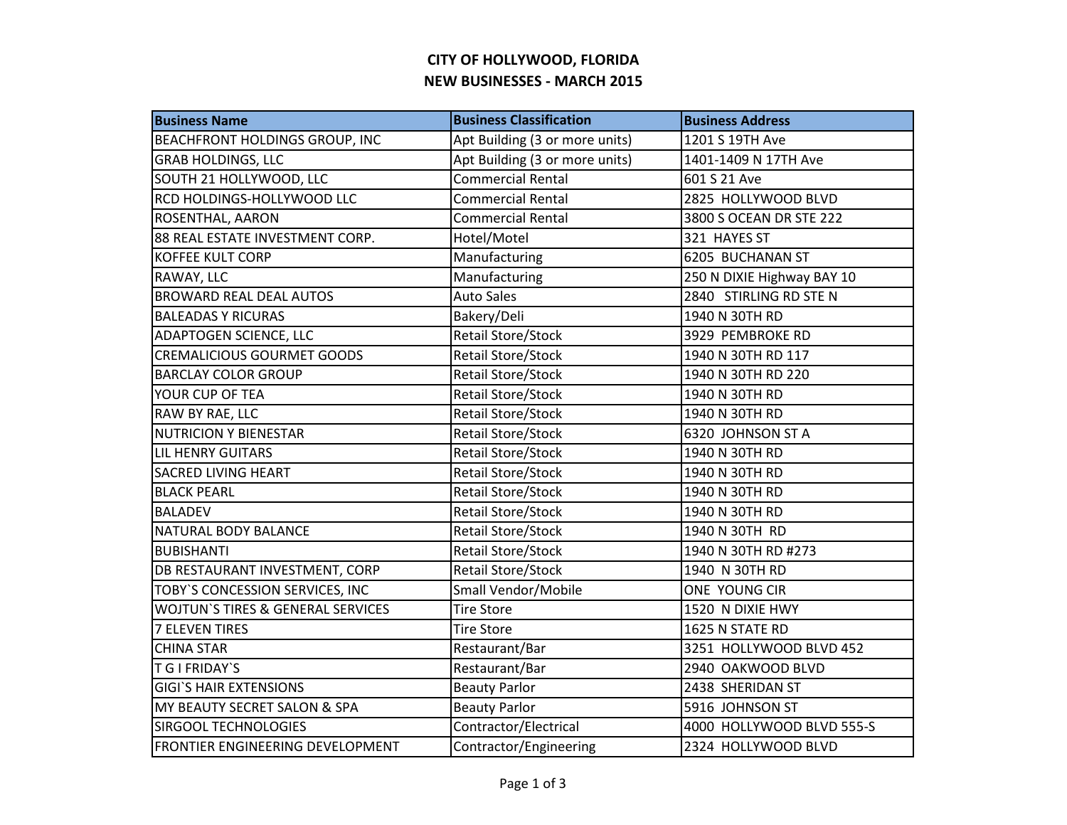# CITY OF HOLLYWOOD, FLORIDA
## NEW BUSINESSES - MARCH 2015

| Business Name | Business Classification | Business Address |
|---|---|---|
| BEACHFRONT HOLDINGS GROUP, INC | Apt Building (3 or more units) | 1201 S 19TH Ave |
| GRAB HOLDINGS, LLC | Apt Building (3 or more units) | 1401-1409 N 17TH Ave |
| SOUTH 21 HOLLYWOOD, LLC | Commercial Rental | 601 S 21 Ave |
| RCD HOLDINGS-HOLLYWOOD LLC | Commercial Rental | 2825 HOLLYWOOD BLVD |
| ROSENTHAL, AARON | Commercial Rental | 3800 S OCEAN DR STE 222 |
| 88 REAL ESTATE INVESTMENT CORP. | Hotel/Motel | 321 HAYES ST |
| KOFFEE KULT CORP | Manufacturing | 6205 BUCHANAN ST |
| RAWAY, LLC | Manufacturing | 250 N DIXIE Highway BAY 10 |
| BROWARD REAL DEAL AUTOS | Auto Sales | 2840 STIRLING RD STE N |
| BALEADAS Y RICURAS | Bakery/Deli | 1940 N 30TH RD |
| ADAPTOGEN SCIENCE, LLC | Retail Store/Stock | 3929 PEMBROKE RD |
| CREMALICIOUS GOURMET GOODS | Retail Store/Stock | 1940 N 30TH RD 117 |
| BARCLAY COLOR GROUP | Retail Store/Stock | 1940 N 30TH RD 220 |
| YOUR CUP OF TEA | Retail Store/Stock | 1940 N 30TH RD |
| RAW BY RAE, LLC | Retail Store/Stock | 1940 N 30TH RD |
| NUTRICION Y BIENESTAR | Retail Store/Stock | 6320 JOHNSON ST A |
| LIL HENRY GUITARS | Retail Store/Stock | 1940 N 30TH RD |
| SACRED LIVING HEART | Retail Store/Stock | 1940 N 30TH RD |
| BLACK PEARL | Retail Store/Stock | 1940 N 30TH RD |
| BALADEV | Retail Store/Stock | 1940 N 30TH RD |
| NATURAL BODY BALANCE | Retail Store/Stock | 1940 N 30TH RD |
| BUBISHANTI | Retail Store/Stock | 1940 N 30TH RD #273 |
| DB RESTAURANT INVESTMENT, CORP | Retail Store/Stock | 1940 N 30TH RD |
| TOBY`S CONCESSION SERVICES, INC | Small Vendor/Mobile | ONE YOUNG CIR |
| WOJTUN`S TIRES & GENERAL SERVICES | Tire Store | 1520 N DIXIE HWY |
| 7 ELEVEN TIRES | Tire Store | 1625 N STATE RD |
| CHINA STAR | Restaurant/Bar | 3251 HOLLYWOOD BLVD 452 |
| T G I FRIDAY`S | Restaurant/Bar | 2940 OAKWOOD BLVD |
| GIGI`S HAIR EXTENSIONS | Beauty Parlor | 2438 SHERIDAN ST |
| MY BEAUTY SECRET SALON & SPA | Beauty Parlor | 5916 JOHNSON ST |
| SIRGOOL TECHNOLOGIES | Contractor/Electrical | 4000 HOLLYWOOD BLVD 555-S |
| FRONTIER ENGINEERING DEVELOPMENT | Contractor/Engineering | 2324 HOLLYWOOD BLVD |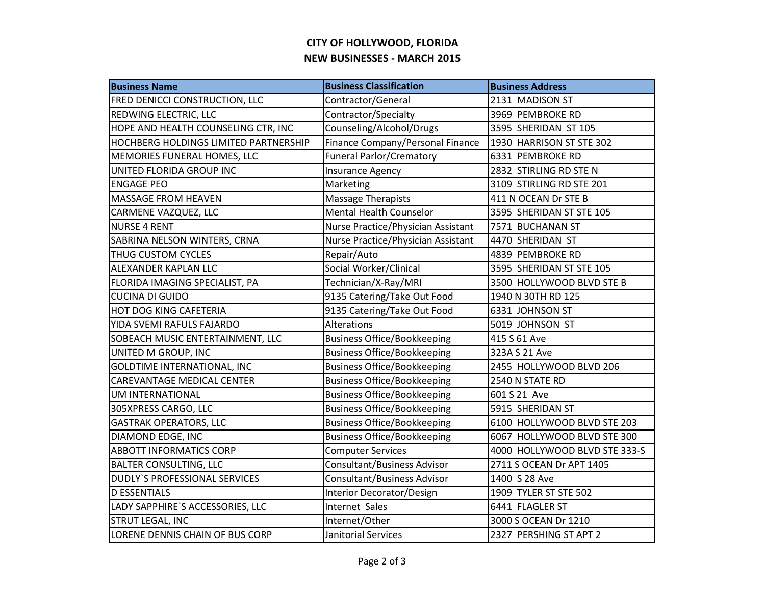# CITY OF HOLLYWOOD, FLORIDA

## NEW BUSINESSES - MARCH 2015

| Business Name | Business Classification | Business Address |
|---|---|---|
| FRED DENICCI CONSTRUCTION, LLC | Contractor/General | 2131 MADISON ST |
| REDWING ELECTRIC, LLC | Contractor/Specialty | 3969 PEMBROKE RD |
| HOPE AND HEALTH COUNSELING CTR, INC | Counseling/Alcohol/Drugs | 3595 SHERIDAN ST 105 |
| HOCHBERG HOLDINGS LIMITED PARTNERSHIP | Finance Company/Personal Finance | 1930 HARRISON ST STE 302 |
| MEMORIES FUNERAL HOMES, LLC | Funeral Parlor/Crematory | 6331 PEMBROKE RD |
| UNITED FLORIDA GROUP INC | Insurance Agency | 2832 STIRLING RD STE N |
| ENGAGE PEO | Marketing | 3109 STIRLING RD STE 201 |
| MASSAGE FROM HEAVEN | Massage Therapists | 411 N OCEAN Dr STE B |
| CARMENE VAZQUEZ, LLC | Mental Health Counselor | 3595 SHERIDAN ST STE 105 |
| NURSE 4 RENT | Nurse Practice/Physician Assistant | 7571 BUCHANAN ST |
| SABRINA NELSON WINTERS, CRNA | Nurse Practice/Physician Assistant | 4470 SHERIDAN ST |
| THUG CUSTOM CYCLES | Repair/Auto | 4839 PEMBROKE RD |
| ALEXANDER KAPLAN LLC | Social Worker/Clinical | 3595 SHERIDAN ST STE 105 |
| FLORIDA IMAGING SPECIALIST, PA | Technician/X-Ray/MRI | 3500 HOLLYWOOD BLVD STE B |
| CUCINA DI GUIDO | 9135 Catering/Take Out Food | 1940 N 30TH RD 125 |
| HOT DOG KING CAFETERIA | 9135 Catering/Take Out Food | 6331 JOHNSON ST |
| YIDA SVEMI RAFULS FAJARDO | Alterations | 5019 JOHNSON ST |
| SOBEACH MUSIC ENTERTAINMENT, LLC | Business Office/Bookkeeping | 415 S 61 Ave |
| UNITED M GROUP, INC | Business Office/Bookkeeping | 323A S 21 Ave |
| GOLDTIME INTERNATIONAL, INC | Business Office/Bookkeeping | 2455 HOLLYWOOD BLVD 206 |
| CAREVANTAGE MEDICAL CENTER | Business Office/Bookkeeping | 2540 N STATE RD |
| UM INTERNATIONAL | Business Office/Bookkeeping | 601 S 21 Ave |
| 305XPRESS CARGO, LLC | Business Office/Bookkeeping | 5915 SHERIDAN ST |
| GASTRAK OPERATORS, LLC | Business Office/Bookkeeping | 6100 HOLLYWOOD BLVD STE 203 |
| DIAMOND EDGE, INC | Business Office/Bookkeeping | 6067 HOLLYWOOD BLVD STE 300 |
| ABBOTT INFORMATICS CORP | Computer Services | 4000 HOLLYWOOD BLVD STE 333-S |
| BALTER CONSULTING, LLC | Consultant/Business Advisor | 2711 S OCEAN Dr APT 1405 |
| DUDLY`S PROFESSIONAL SERVICES | Consultant/Business Advisor | 1400 S 28 Ave |
| D ESSENTIALS | Interior Decorator/Design | 1909 TYLER ST STE 502 |
| LADY SAPPHIRE`S ACCESSORIES, LLC | Internet Sales | 6441 FLAGLER ST |
| STRUT LEGAL, INC | Internet/Other | 3000 S OCEAN Dr 1210 |
| LORENE DENNIS CHAIN OF BUS CORP | Janitorial Services | 2327 PERSHING ST APT 2 |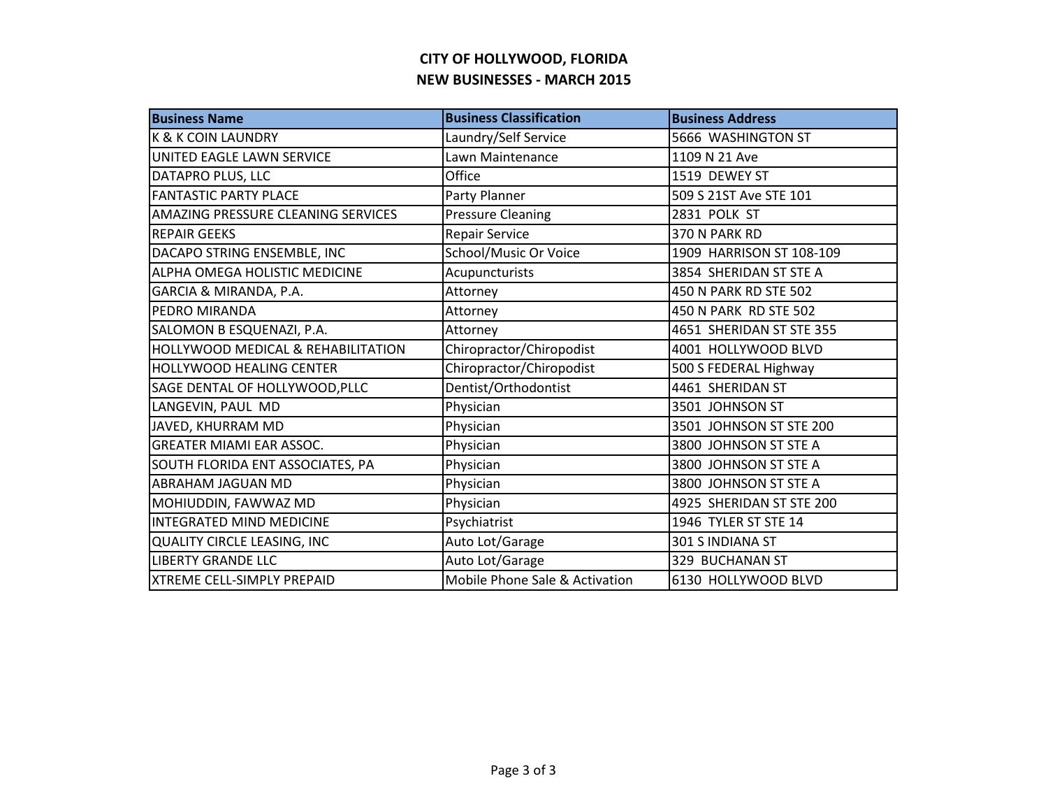# CITY OF HOLLYWOOD, FLORIDA
## NEW BUSINESSES - MARCH 2015

| Business Name | Business Classification | Business Address |
|---|---|---|
| K & K COIN LAUNDRY | Laundry/Self Service | 5666 WASHINGTON ST |
| UNITED EAGLE LAWN SERVICE | Lawn Maintenance | 1109 N 21 Ave |
| DATAPRO PLUS, LLC | Office | 1519 DEWEY ST |
| FANTASTIC PARTY PLACE | Party Planner | 509 S 21ST Ave STE 101 |
| AMAZING PRESSURE CLEANING SERVICES | Pressure Cleaning | 2831 POLK ST |
| REPAIR GEEKS | Repair Service | 370 N PARK RD |
| DACAPO STRING ENSEMBLE, INC | School/Music Or Voice | 1909 HARRISON ST 108-109 |
| ALPHA OMEGA HOLISTIC MEDICINE | Acupuncturists | 3854 SHERIDAN ST STE A |
| GARCIA & MIRANDA, P.A. | Attorney | 450 N PARK RD STE 502 |
| PEDRO MIRANDA | Attorney | 450 N PARK RD STE 502 |
| SALOMON B ESQUENAZI, P.A. | Attorney | 4651 SHERIDAN ST STE 355 |
| HOLLYWOOD MEDICAL & REHABILITATION | Chiropractor/Chiropodist | 4001 HOLLYWOOD BLVD |
| HOLLYWOOD HEALING CENTER | Chiropractor/Chiropodist | 500 S FEDERAL Highway |
| SAGE DENTAL OF HOLLYWOOD,PLLC | Dentist/Orthodontist | 4461 SHERIDAN ST |
| LANGEVIN, PAUL MD | Physician | 3501 JOHNSON ST |
| JAVED, KHURRAM MD | Physician | 3501 JOHNSON ST STE 200 |
| GREATER MIAMI EAR ASSOC. | Physician | 3800 JOHNSON ST STE A |
| SOUTH FLORIDA ENT ASSOCIATES, PA | Physician | 3800 JOHNSON ST STE A |
| ABRAHAM JAGUAN MD | Physician | 3800 JOHNSON ST STE A |
| MOHIUDDIN, FAWWAZ MD | Physician | 4925 SHERIDAN ST STE 200 |
| INTEGRATED MIND MEDICINE | Psychiatrist | 1946 TYLER ST STE 14 |
| QUALITY CIRCLE LEASING, INC | Auto Lot/Garage | 301 S INDIANA ST |
| LIBERTY GRANDE LLC | Auto Lot/Garage | 329 BUCHANAN ST |
| XTREME CELL-SIMPLY PREPAID | Mobile Phone Sale & Activation | 6130 HOLLYWOOD BLVD |